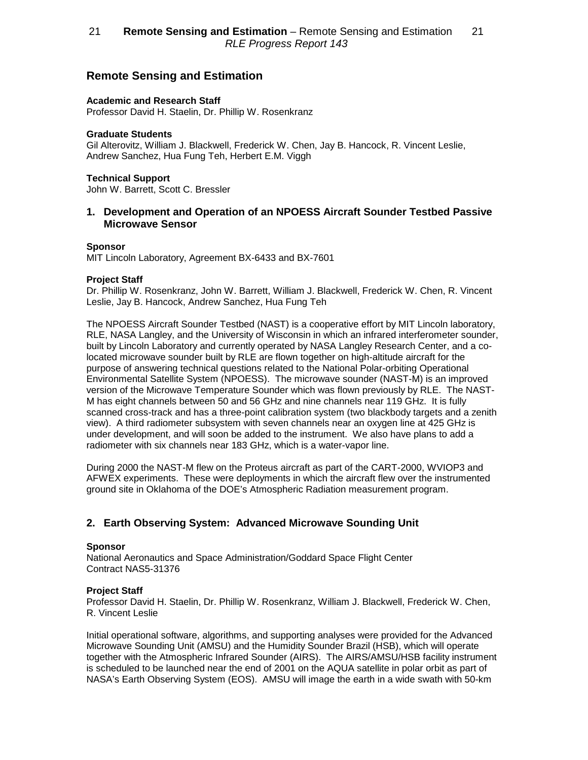# Remote Sensing and Estimation

**Academic and Research Staff**
Professor David H. Staelin, Dr. Phillip W. Rosenkranz

**Graduate Students**
Gil Alterovitz, William J. Blackwell, Frederick W. Chen, Jay B. Hancock, R. Vincent Leslie, Andrew Sanchez, Hua Fung Teh, Herbert E.M. Viggh

**Technical Support**
John W. Barrett, Scott C. Bressler

## 1. Development and Operation of an NPOESS Aircraft Sounder Testbed Passive Microwave Sensor

**Sponsor**
MIT Lincoln Laboratory, Agreement BX-6433 and BX-7601

**Project Staff**
Dr. Phillip W. Rosenkranz, John W. Barrett, William J. Blackwell, Frederick W. Chen, R. Vincent Leslie, Jay B. Hancock, Andrew Sanchez, Hua Fung Teh

The NPOESS Aircraft Sounder Testbed (NAST) is a cooperative effort by MIT Lincoln laboratory, RLE, NASA Langley, and the University of Wisconsin in which an infrared interferometer sounder, built by Lincoln Laboratory and currently operated by NASA Langley Research Center, and a co-located microwave sounder built by RLE are flown together on high-altitude aircraft for the purpose of answering technical questions related to the National Polar-orbiting Operational Environmental Satellite System (NPOESS). The microwave sounder (NAST-M) is an improved version of the Microwave Temperature Sounder which was flown previously by RLE. The NAST-M has eight channels between 50 and 56 GHz and nine channels near 119 GHz. It is fully scanned cross-track and has a three-point calibration system (two blackbody targets and a zenith view). A third radiometer subsystem with seven channels near an oxygen line at 425 GHz is under development, and will soon be added to the instrument. We also have plans to add a radiometer with six channels near 183 GHz, which is a water-vapor line.

During 2000 the NAST-M flew on the Proteus aircraft as part of the CART-2000, WVIOP3 and AFWEX experiments. These were deployments in which the aircraft flew over the instrumented ground site in Oklahoma of the DOE's Atmospheric Radiation measurement program.

## 2. Earth Observing System: Advanced Microwave Sounding Unit

**Sponsor**
National Aeronautics and Space Administration/Goddard Space Flight Center
Contract NAS5-31376

**Project Staff**
Professor David H. Staelin, Dr. Phillip W. Rosenkranz, William J. Blackwell, Frederick W. Chen, R. Vincent Leslie

Initial operational software, algorithms, and supporting analyses were provided for the Advanced Microwave Sounding Unit (AMSU) and the Humidity Sounder Brazil (HSB), which will operate together with the Atmospheric Infrared Sounder (AIRS). The AIRS/AMSU/HSB facility instrument is scheduled to be launched near the end of 2001 on the AQUA satellite in polar orbit as part of NASA's Earth Observing System (EOS). AMSU will image the earth in a wide swath with 50-km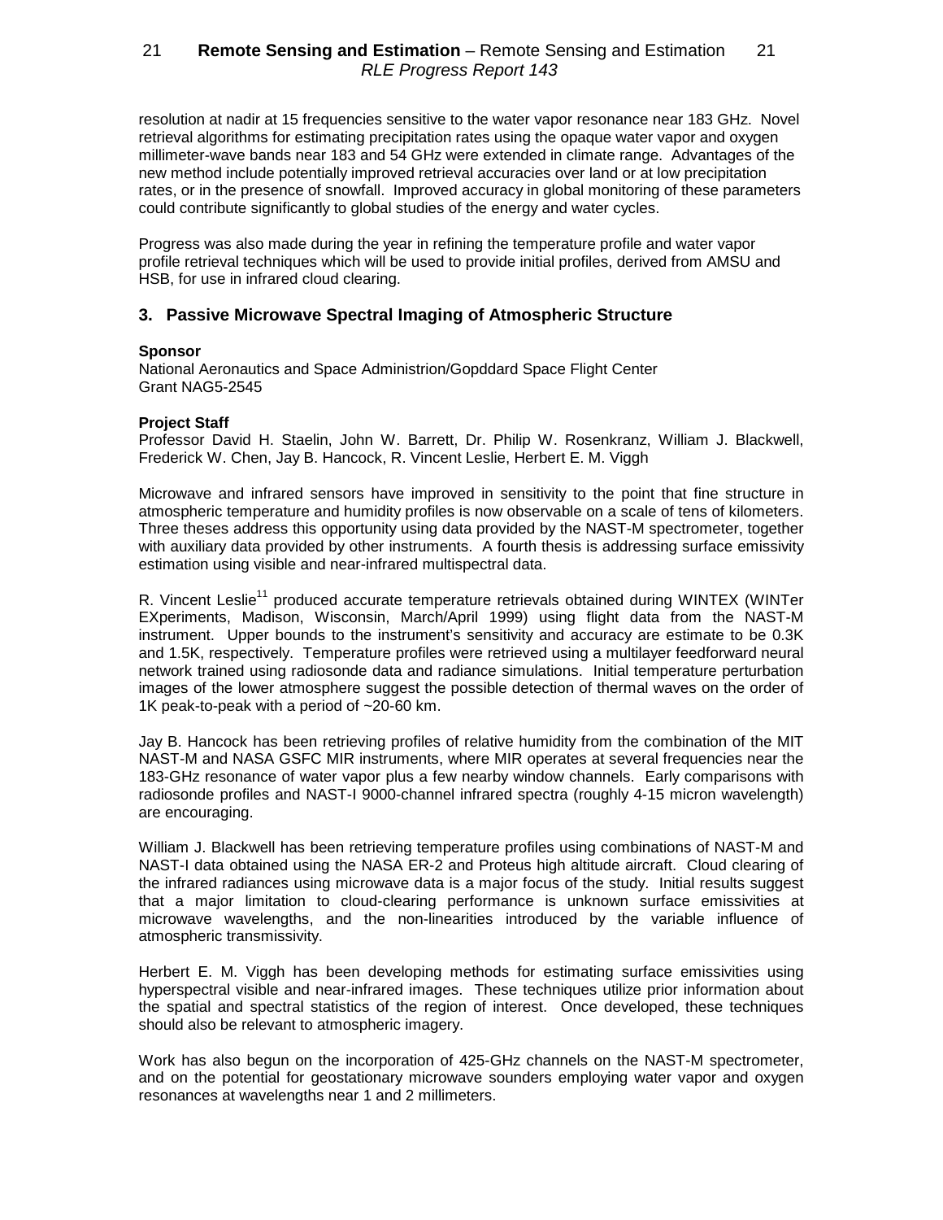resolution at nadir at 15 frequencies sensitive to the water vapor resonance near 183 GHz. Novel retrieval algorithms for estimating precipitation rates using the opaque water vapor and oxygen millimeter-wave bands near 183 and 54 GHz were extended in climate range. Advantages of the new method include potentially improved retrieval accuracies over land or at low precipitation rates, or in the presence of snowfall. Improved accuracy in global monitoring of these parameters could contribute significantly to global studies of the energy and water cycles.

Progress was also made during the year in refining the temperature profile and water vapor profile retrieval techniques which will be used to provide initial profiles, derived from AMSU and HSB, for use in infrared cloud clearing.

## 3. Passive Microwave Spectral Imaging of Atmospheric Structure

**Sponsor**

National Aeronautics and Space Administrion/Gopddard Space Flight Center
Grant NAG5-2545

**Project Staff**

Professor David H. Staelin, John W. Barrett, Dr. Philip W. Rosenkranz, William J. Blackwell, Frederick W. Chen, Jay B. Hancock, R. Vincent Leslie, Herbert E. M. Viggh

Microwave and infrared sensors have improved in sensitivity to the point that fine structure in atmospheric temperature and humidity profiles is now observable on a scale of tens of kilometers. Three theses address this opportunity using data provided by the NAST-M spectrometer, together with auxiliary data provided by other instruments. A fourth thesis is addressing surface emissivity estimation using visible and near-infrared multispectral data.

R. Vincent Leslie[11] produced accurate temperature retrievals obtained during WINTEX (WINTer EXperiments, Madison, Wisconsin, March/April 1999) using flight data from the NAST-M instrument. Upper bounds to the instrument's sensitivity and accuracy are estimate to be 0.3K and 1.5K, respectively. Temperature profiles were retrieved using a multilayer feedforward neural network trained using radiosonde data and radiance simulations. Initial temperature perturbation images of the lower atmosphere suggest the possible detection of thermal waves on the order of 1K peak-to-peak with a period of ~20-60 km.

Jay B. Hancock has been retrieving profiles of relative humidity from the combination of the MIT NAST-M and NASA GSFC MIR instruments, where MIR operates at several frequencies near the 183-GHz resonance of water vapor plus a few nearby window channels. Early comparisons with radiosonde profiles and NAST-I 9000-channel infrared spectra (roughly 4-15 micron wavelength) are encouraging.

William J. Blackwell has been retrieving temperature profiles using combinations of NAST-M and NAST-I data obtained using the NASA ER-2 and Proteus high altitude aircraft. Cloud clearing of the infrared radiances using microwave data is a major focus of the study. Initial results suggest that a major limitation to cloud-clearing performance is unknown surface emissivities at microwave wavelengths, and the non-linearities introduced by the variable influence of atmospheric transmissivity.

Herbert E. M. Viggh has been developing methods for estimating surface emissivities using hyperspectral visible and near-infrared images. These techniques utilize prior information about the spatial and spectral statistics of the region of interest. Once developed, these techniques should also be relevant to atmospheric imagery.

Work has also begun on the incorporation of 425-GHz channels on the NAST-M spectrometer, and on the potential for geostationary microwave sounders employing water vapor and oxygen resonances at wavelengths near 1 and 2 millimeters.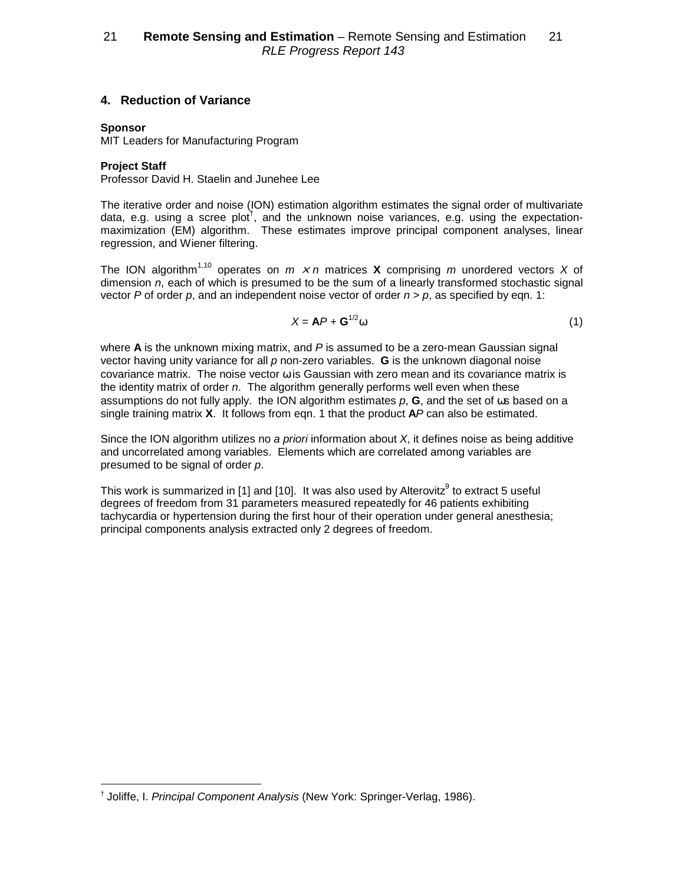## 4. Reduction of Variance

**Sponsor**
MIT Leaders for Manufacturing Program

**Project Staff**
Professor David H. Staelin and Junehee Lee

The iterative order and noise (ION) estimation algorithm estimates the signal order of multivariate data, e.g. using a scree plot[†], and the unknown noise variances, e.g. using the expectation-maximization (EM) algorithm. These estimates improve principal component analyses, linear regression, and Wiener filtering.

The ION algorithm[1,10] operates on $m \times n$ matrices $\mathbf{X}$ comprising $m$ unordered vectors $X$ of dimension $n$, each of which is presumed to be the sum of a linearly transformed stochastic signal vector $P$ of order $p$, and an independent noise vector of order $n > p$, as specified by eqn. 1:

$$X = \mathbf{A}P + \mathbf{G}^{1/2}\omega \tag{1}$$

where $\mathbf{A}$ is the unknown mixing matrix, and $P$ is assumed to be a zero-mean Gaussian signal vector having unity variance for all $p$ non-zero variables. $\mathbf{G}$ is the unknown diagonal noise covariance matrix. The noise vector $\omega$ is Gaussian with zero mean and its covariance matrix is the identity matrix of order $n$. The algorithm generally performs well even when these assumptions do not fully apply. the ION algorithm estimates $p$, $\mathbf{G}$, and the set of $\omega$s based on a single training matrix $\mathbf{X}$. It follows from eqn. 1 that the product $\mathbf{A}P$ can also be estimated.

Since the ION algorithm utilizes no *a priori* information about $X$, it defines noise as being additive and uncorrelated among variables. Elements which are correlated among variables are presumed to be signal of order $p$.

This work is summarized in [1] and [10]. It was also used by Alterovitz[9] to extract 5 useful degrees of freedom from 31 parameters measured repeatedly for 46 patients exhibiting tachycardia or hypertension during the first hour of their operation under general anesthesia; principal components analysis extracted only 2 degrees of freedom.

---

[†] Joliffe, I. *Principal Component Analysis* (New York: Springer-Verlag, 1986).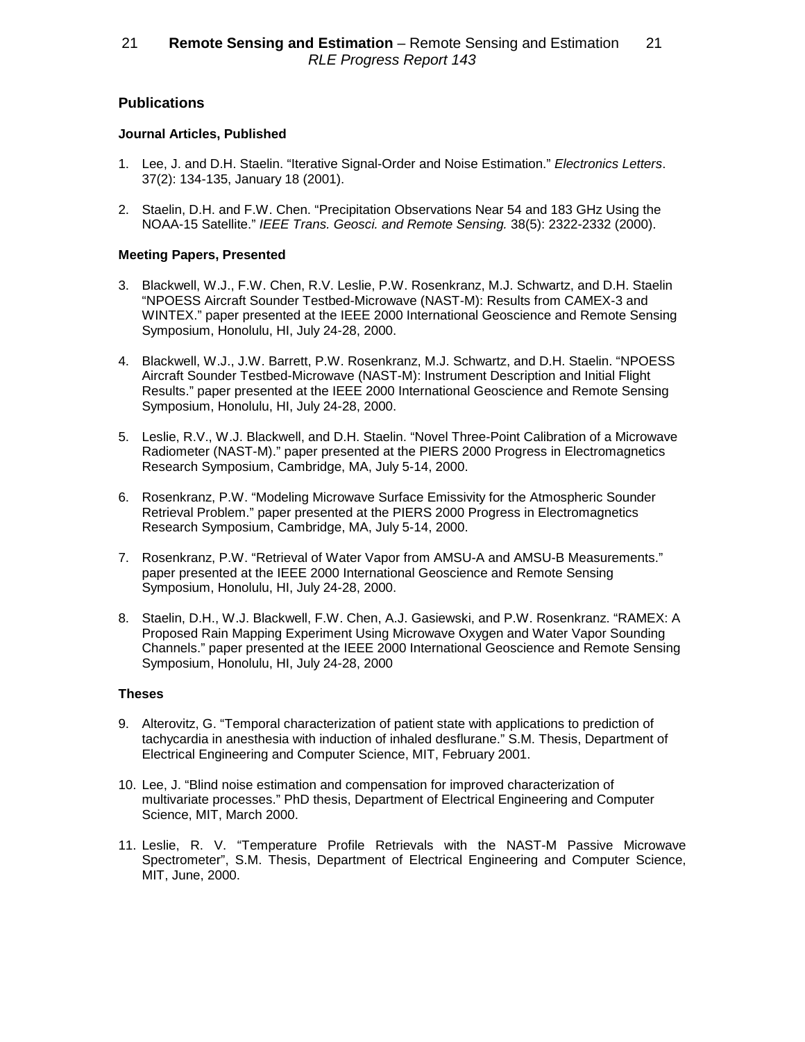## Publications

### Journal Articles, Published

1. Lee, J. and D.H. Staelin. "Iterative Signal-Order and Noise Estimation." *Electronics Letters*. 37(2): 134-135, January 18 (2001).

2. Staelin, D.H. and F.W. Chen. "Precipitation Observations Near 54 and 183 GHz Using the NOAA-15 Satellite." *IEEE Trans. Geosci. and Remote Sensing.* 38(5): 2322-2332 (2000).

### Meeting Papers, Presented

3. Blackwell, W.J., F.W. Chen, R.V. Leslie, P.W. Rosenkranz, M.J. Schwartz, and D.H. Staelin "NPOESS Aircraft Sounder Testbed-Microwave (NAST-M): Results from CAMEX-3 and WINTEX." paper presented at the IEEE 2000 International Geoscience and Remote Sensing Symposium, Honolulu, HI, July 24-28, 2000.

4. Blackwell, W.J., J.W. Barrett, P.W. Rosenkranz, M.J. Schwartz, and D.H. Staelin. "NPOESS Aircraft Sounder Testbed-Microwave (NAST-M): Instrument Description and Initial Flight Results." paper presented at the IEEE 2000 International Geoscience and Remote Sensing Symposium, Honolulu, HI, July 24-28, 2000.

5. Leslie, R.V., W.J. Blackwell, and D.H. Staelin. "Novel Three-Point Calibration of a Microwave Radiometer (NAST-M)." paper presented at the PIERS 2000 Progress in Electromagnetics Research Symposium, Cambridge, MA, July 5-14, 2000.

6. Rosenkranz, P.W. "Modeling Microwave Surface Emissivity for the Atmospheric Sounder Retrieval Problem." paper presented at the PIERS 2000 Progress in Electromagnetics Research Symposium, Cambridge, MA, July 5-14, 2000.

7. Rosenkranz, P.W. "Retrieval of Water Vapor from AMSU-A and AMSU-B Measurements." paper presented at the IEEE 2000 International Geoscience and Remote Sensing Symposium, Honolulu, HI, July 24-28, 2000.

8. Staelin, D.H., W.J. Blackwell, F.W. Chen, A.J. Gasiewski, and P.W. Rosenkranz. "RAMEX: A Proposed Rain Mapping Experiment Using Microwave Oxygen and Water Vapor Sounding Channels." paper presented at the IEEE 2000 International Geoscience and Remote Sensing Symposium, Honolulu, HI, July 24-28, 2000

### Theses

9. Alterovitz, G. "Temporal characterization of patient state with applications to prediction of tachycardia in anesthesia with induction of inhaled desflurane." S.M. Thesis, Department of Electrical Engineering and Computer Science, MIT, February 2001.

10. Lee, J. "Blind noise estimation and compensation for improved characterization of multivariate processes." PhD thesis, Department of Electrical Engineering and Computer Science, MIT, March 2000.

11. Leslie, R. V. "Temperature Profile Retrievals with the NAST-M Passive Microwave Spectrometer", S.M. Thesis, Department of Electrical Engineering and Computer Science, MIT, June, 2000.